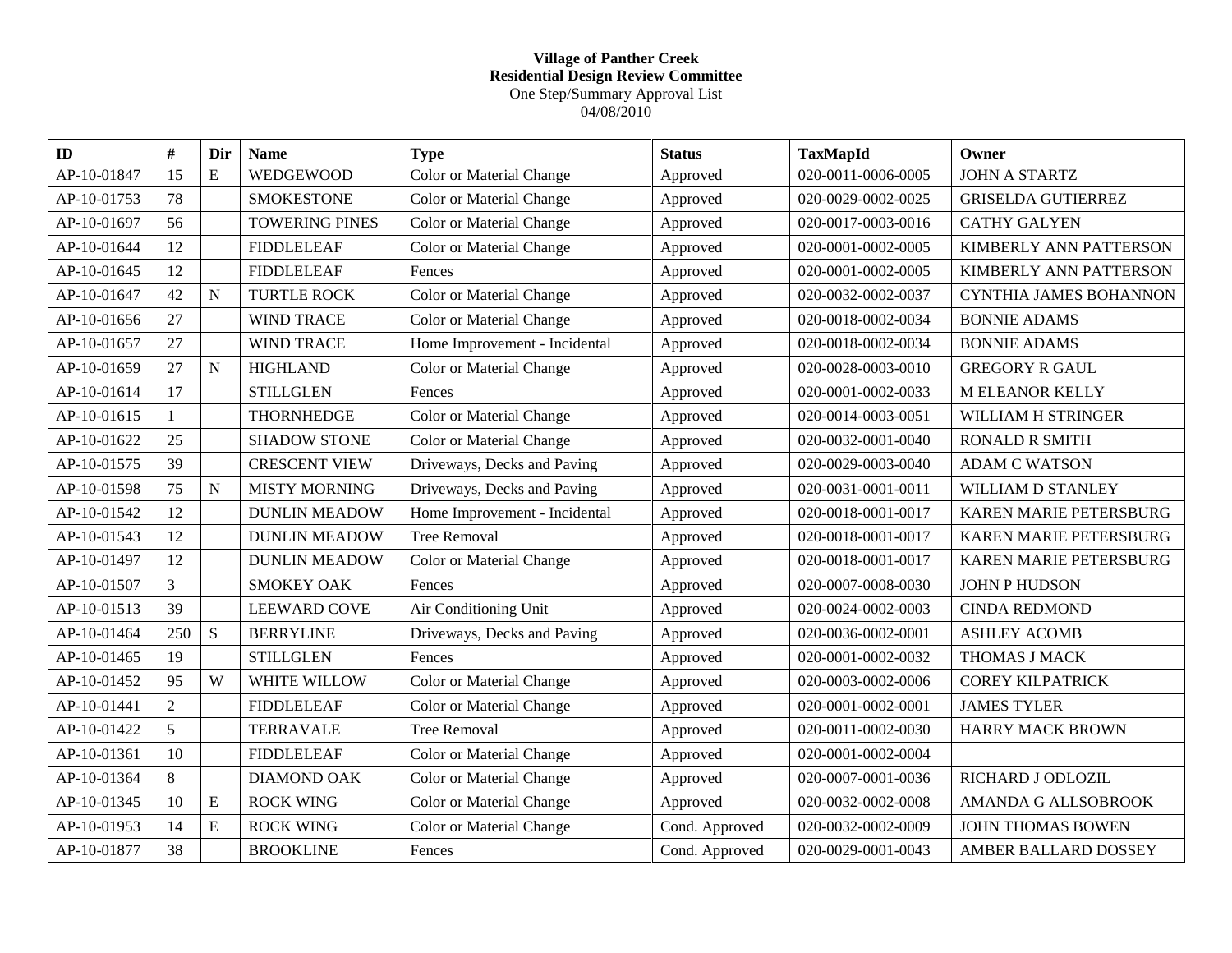**Village of Panther Creek**
**Residential Design Review Committee**
One Step/Summary Approval List
04/08/2010

| ID | # | Dir | Name | Type | Status | TaxMapId | Owner |
|---|---|---|---|---|---|---|---|
| AP-10-01847 | 15 | E | WEDGEWOOD | Color or Material Change | Approved | 020-0011-0006-0005 | JOHN A STARTZ |
| AP-10-01753 | 78 | | SMOKESTONE | Color or Material Change | Approved | 020-0029-0002-0025 | GRISELDA GUTIERREZ |
| AP-10-01697 | 56 | | TOWERING PINES | Color or Material Change | Approved | 020-0017-0003-0016 | CATHY GALYEN |
| AP-10-01644 | 12 | | FIDDLELEAF | Color or Material Change | Approved | 020-0001-0002-0005 | KIMBERLY ANN PATTERSON |
| AP-10-01645 | 12 | | FIDDLELEAF | Fences | Approved | 020-0001-0002-0005 | KIMBERLY ANN PATTERSON |
| AP-10-01647 | 42 | N | TURTLE ROCK | Color or Material Change | Approved | 020-0032-0002-0037 | CYNTHIA JAMES BOHANNON |
| AP-10-01656 | 27 | | WIND TRACE | Color or Material Change | Approved | 020-0018-0002-0034 | BONNIE ADAMS |
| AP-10-01657 | 27 | | WIND TRACE | Home Improvement - Incidental | Approved | 020-0018-0002-0034 | BONNIE ADAMS |
| AP-10-01659 | 27 | N | HIGHLAND | Color or Material Change | Approved | 020-0028-0003-0010 | GREGORY R GAUL |
| AP-10-01614 | 17 | | STILLGLEN | Fences | Approved | 020-0001-0002-0033 | M ELEANOR KELLY |
| AP-10-01615 | 1 | | THORNHEDGE | Color or Material Change | Approved | 020-0014-0003-0051 | WILLIAM H STRINGER |
| AP-10-01622 | 25 | | SHADOW STONE | Color or Material Change | Approved | 020-0032-0001-0040 | RONALD R SMITH |
| AP-10-01575 | 39 | | CRESCENT VIEW | Driveways, Decks and Paving | Approved | 020-0029-0003-0040 | ADAM C WATSON |
| AP-10-01598 | 75 | N | MISTY MORNING | Driveways, Decks and Paving | Approved | 020-0031-0001-0011 | WILLIAM D STANLEY |
| AP-10-01542 | 12 | | DUNLIN MEADOW | Home Improvement - Incidental | Approved | 020-0018-0001-0017 | KAREN MARIE PETERSBURG |
| AP-10-01543 | 12 | | DUNLIN MEADOW | Tree Removal | Approved | 020-0018-0001-0017 | KAREN MARIE PETERSBURG |
| AP-10-01497 | 12 | | DUNLIN MEADOW | Color or Material Change | Approved | 020-0018-0001-0017 | KAREN MARIE PETERSBURG |
| AP-10-01507 | 3 | | SMOKEY OAK | Fences | Approved | 020-0007-0008-0030 | JOHN P HUDSON |
| AP-10-01513 | 39 | | LEEWARD COVE | Air Conditioning Unit | Approved | 020-0024-0002-0003 | CINDA REDMOND |
| AP-10-01464 | 250 | S | BERRYLINE | Driveways, Decks and Paving | Approved | 020-0036-0002-0001 | ASHLEY ACOMB |
| AP-10-01465 | 19 | | STILLGLEN | Fences | Approved | 020-0001-0002-0032 | THOMAS J MACK |
| AP-10-01452 | 95 | W | WHITE WILLOW | Color or Material Change | Approved | 020-0003-0002-0006 | COREY KILPATRICK |
| AP-10-01441 | 2 | | FIDDLELEAF | Color or Material Change | Approved | 020-0001-0002-0001 | JAMES TYLER |
| AP-10-01422 | 5 | | TERRAVALE | Tree Removal | Approved | 020-0011-0002-0030 | HARRY MACK BROWN |
| AP-10-01361 | 10 | | FIDDLELEAF | Color or Material Change | Approved | 020-0001-0002-0004 | |
| AP-10-01364 | 8 | | DIAMOND OAK | Color or Material Change | Approved | 020-0007-0001-0036 | RICHARD J ODLOZIL |
| AP-10-01345 | 10 | E | ROCK WING | Color or Material Change | Approved | 020-0032-0002-0008 | AMANDA G ALLSOBROOK |
| AP-10-01953 | 14 | E | ROCK WING | Color or Material Change | Cond. Approved | 020-0032-0002-0009 | JOHN THOMAS BOWEN |
| AP-10-01877 | 38 | | BROOKLINE | Fences | Cond. Approved | 020-0029-0001-0043 | AMBER BALLARD DOSSEY |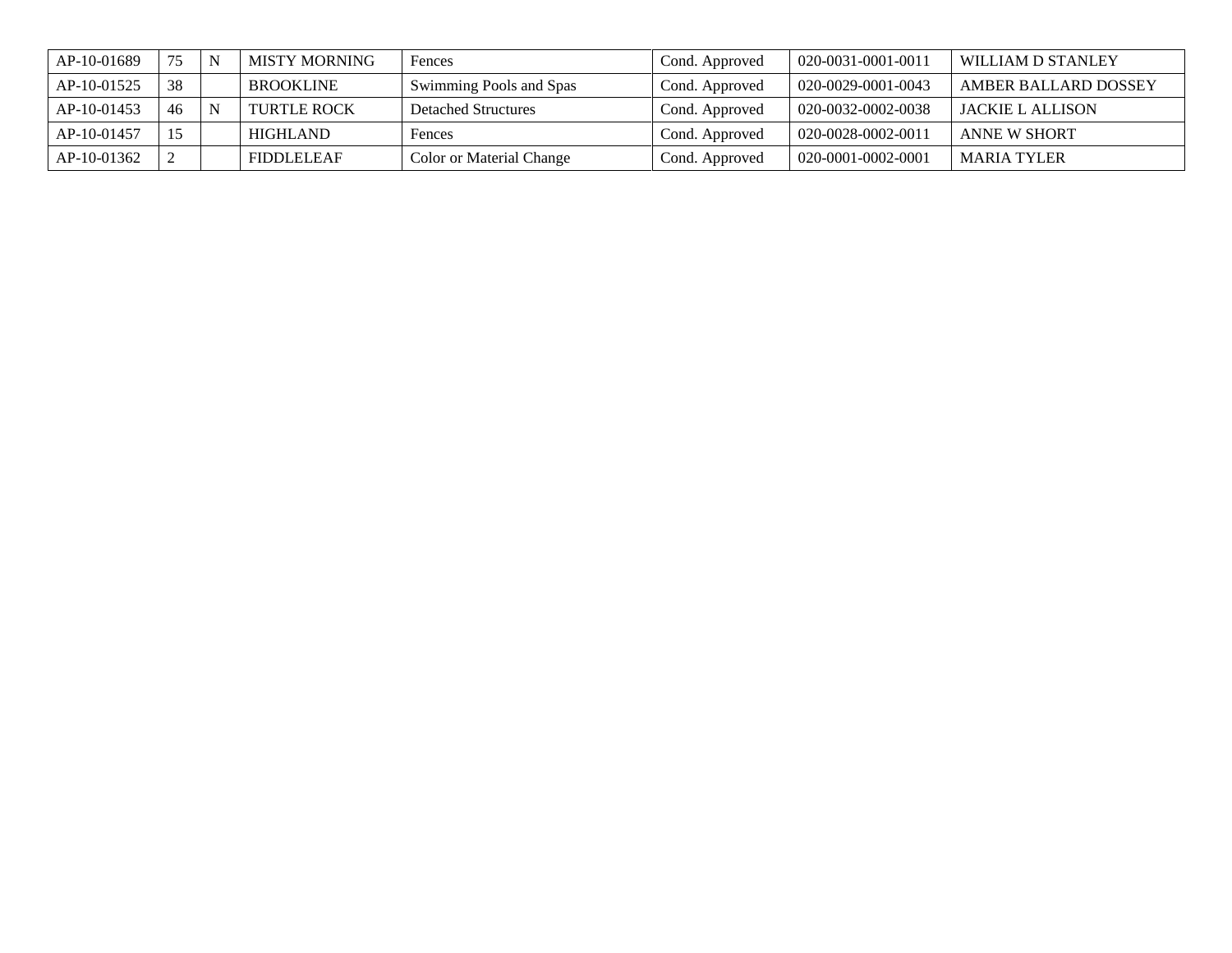| | | | | | | | |
|---|---|---|---|---|---|---|---|
| AP-10-01689 | 75 | N | MISTY MORNING | Fences | Cond. Approved | 020-0031-0001-0011 | WILLIAM D STANLEY |
| AP-10-01525 | 38 | | BROOKLINE | Swimming Pools and Spas | Cond. Approved | 020-0029-0001-0043 | AMBER BALLARD DOSSEY |
| AP-10-01453 | 46 | N | TURTLE ROCK | Detached Structures | Cond. Approved | 020-0032-0002-0038 | JACKIE L ALLISON |
| AP-10-01457 | 15 | | HIGHLAND | Fences | Cond. Approved | 020-0028-0002-0011 | ANNE W SHORT |
| AP-10-01362 | 2 | | FIDDLELEAF | Color or Material Change | Cond. Approved | 020-0001-0002-0001 | MARIA TYLER |